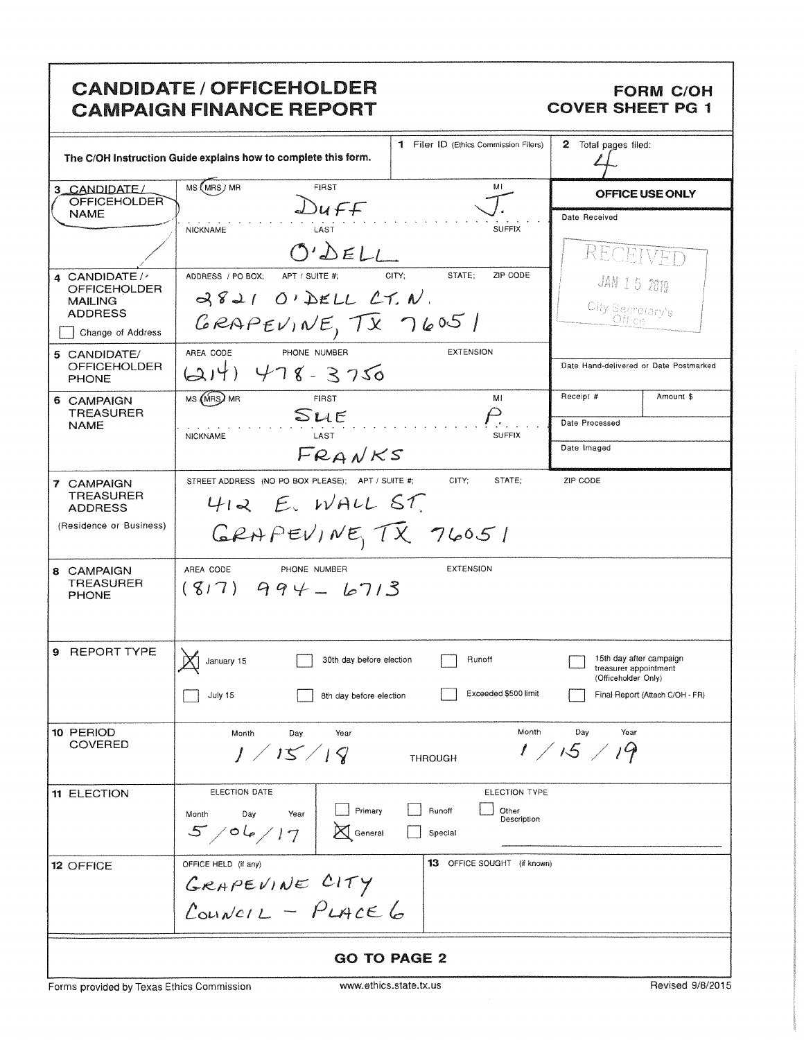# CANDIDATE / OFFICEHOLDER CAMPAIGN FINANCE REPORT

**FORM C/OH COVER SHEET PG 1**

The C/OH Instruction Guide explains how to complete this form.

**1** Filer ID (Ethics Commission Filers):

**2** Total pages filed: 4

| | | |
|---|---|---|
| **3 CANDIDATE / OFFICEHOLDER NAME** | MS / (MRS) / MR — FIRST: DUFF — MI: J. — NICKNAME: — LAST: O'DELL — SUFFIX: | **OFFICE USE ONLY** Date Received: RECEIVED JAN 15 2019 City Secretary's Office |
| **4 CANDIDATE / OFFICEHOLDER MAILING ADDRESS** ☐ Change of Address | ADDRESS / PO BOX; APT / SUITE #; CITY; STATE; ZIP CODE: 2821 O'DELL CT. N. GRAPEVINE, TX 76051 | |
| **5 CANDIDATE/ OFFICEHOLDER PHONE** | AREA CODE / PHONE NUMBER / EXTENSION: (214) 478-3750 | Date Hand-delivered or Date Postmarked |
| **6 CAMPAIGN TREASURER NAME** | MS / (MRS) / MR — FIRST: SUE — MI: P. — NICKNAME: — LAST: FRANKS — SUFFIX: | Receipt # / Amount $ / Date Processed / Date Imaged |
| **7 CAMPAIGN TREASURER ADDRESS** (Residence or Business) | STREET ADDRESS (NO PO BOX PLEASE); APT / SUITE #; CITY; STATE; ZIP CODE: 412 E. WALL ST. GRAPEVINE, TX 76051 | |
| **8 CAMPAIGN TREASURER PHONE** | AREA CODE / PHONE NUMBER / EXTENSION: (817) 994-6713 | |

**9 REPORT TYPE**

- [X] January 15
- [ ] 30th day before election
- [ ] Runoff
- [ ] 15th day after campaign treasurer appointment (Officeholder Only)
- [ ] July 15
- [ ] 8th day before election
- [ ] Exceeded $500 limit
- [ ] Final Report (Attach C/OH - FR)

**10 PERIOD COVERED**

Month / Day / Year: 1 / 15 / 18 THROUGH Month / Day / Year: 1 / 15 / 19

**11 ELECTION**

ELECTION DATE (Month / Day / Year): 5 / 06 / 17

ELECTION TYPE:
- [ ] Primary
- [ ] Runoff
- [ ] Other Description
- [X] General
- [ ] Special

**12 OFFICE**

OFFICE HELD (if any): GRAPEVINE CITY COUNCIL - PLACE 6

**13** OFFICE SOUGHT (if known):

**GO TO PAGE 2**

Forms provided by Texas Ethics Commission — www.ethics.state.tx.us — Revised 9/8/2015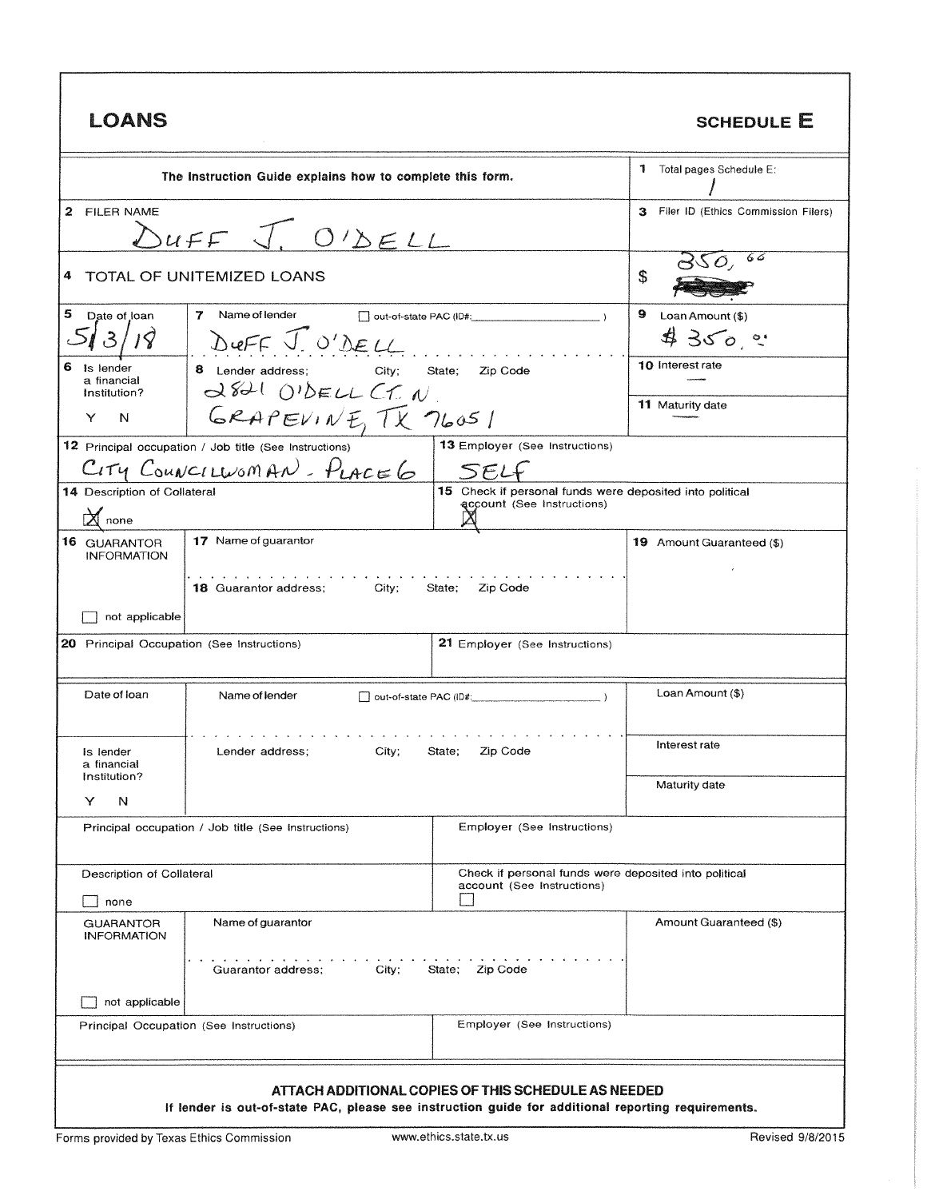# LOANS

## SCHEDULE E

The Instruction Guide explains how to complete this form.

**1** Total pages Schedule E: 1

**2** FILER NAME: DUFF J. O'DELL

**3** Filer ID (Ethics Commission Filers):

**4** TOTAL OF UNITEMIZED LOANS: $ 350,[66]

| | | |
|---|---|---|
| **5** Date of loan: 5/3/18 | **7** Name of lender: DUFF J. O'DELL ☐ out-of-state PAC (ID#: ) | **9** Loan Amount ($): $350.[00] |
| **6** Is lender a financial institution? Y N | **8** Lender address; City; State; Zip Code: 2821 O'DELL CT. N. GRAPEVINE, TX 76051 | **10** Interest rate: — <br> **11** Maturity date: — |
| **12** Principal occupation / Job title (See Instructions): CITY COUNCILWOMAN - PLACE 6 | **13** Employer (See Instructions): SELF | |
| **14** Description of Collateral: ☒ none | **15** Check if personal funds were deposited into political account (See Instructions) ☒ | |
| **16** GUARANTOR INFORMATION ☐ not applicable | **17** Name of guarantor <br> **18** Guarantor address; City; State; Zip Code | **19** Amount Guaranteed ($) |
| **20** Principal Occupation (See Instructions) | **21** Employer (See Instructions) | |

| | | |
|---|---|---|
| Date of loan | Name of lender ☐ out-of-state PAC (ID#: ) | Loan Amount ($) |
| Is lender a financial institution? Y N | Lender address; City; State; Zip Code | Interest rate <br> Maturity date |
| Principal occupation / Job title (See Instructions) | Employer (See Instructions) | |
| Description of Collateral ☐ none | Check if personal funds were deposited into political account (See Instructions) ☐ | |
| GUARANTOR INFORMATION ☐ not applicable | Name of guarantor <br> Guarantor address; City; State; Zip Code | Amount Guaranteed ($) |
| Principal Occupation (See Instructions) | Employer (See Instructions) | |

**ATTACH ADDITIONAL COPIES OF THIS SCHEDULE AS NEEDED**

**If lender is out-of-state PAC, please see instruction guide for additional reporting requirements.**

Forms provided by Texas Ethics Commission www.ethics.state.tx.us Revised 9/8/2015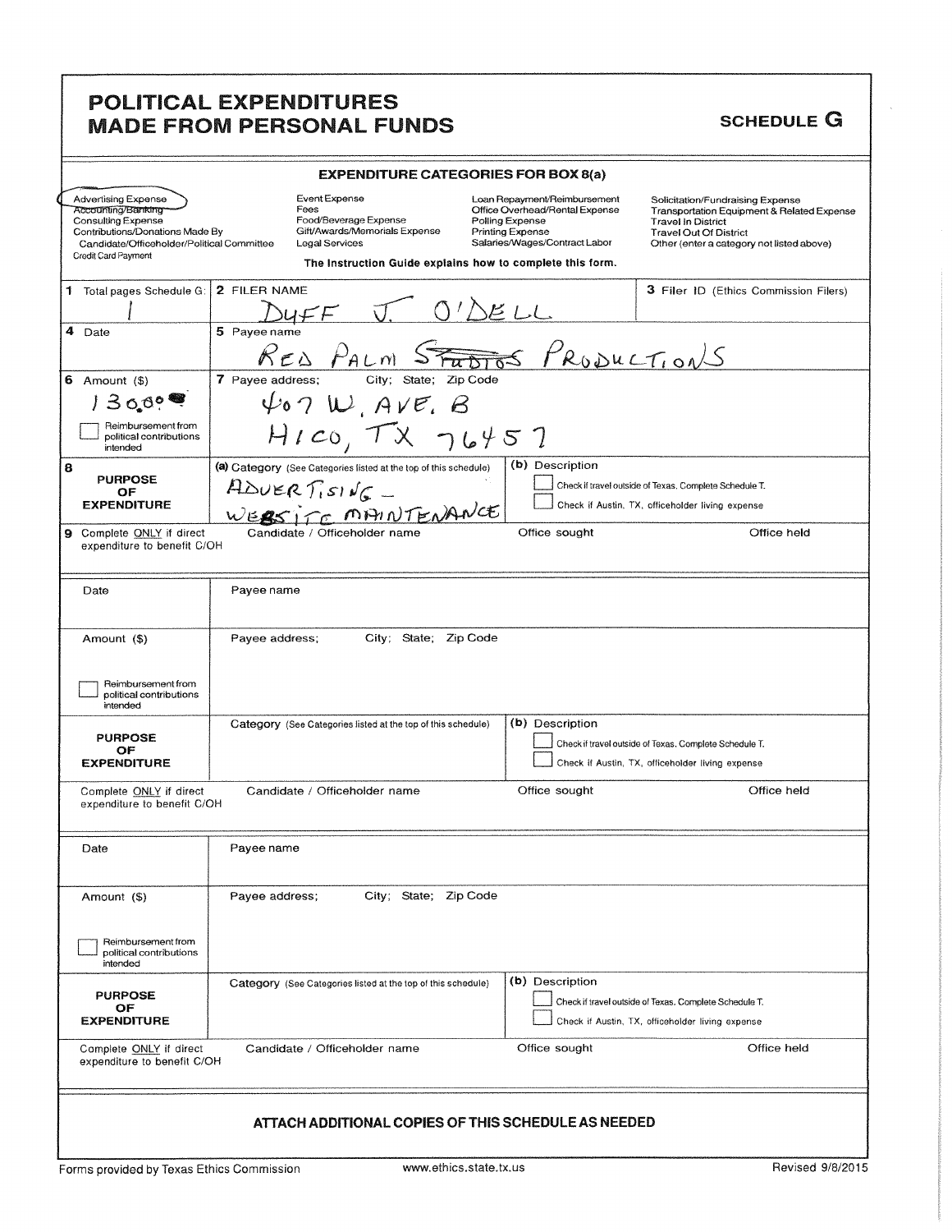# POLITICAL EXPENDITURES MADE FROM PERSONAL FUNDS

**SCHEDULE G**

**EXPENDITURE CATEGORIES FOR BOX 8(a)**

| | | | |
|---|---|---|---|
| Advertising Expense | Event Expense | Loan Repayment/Reimbursement | Solicitation/Fundraising Expense |
| Accounting/Banking | Fees | Office Overhead/Rental Expense | Transportation Equipment & Related Expense |
| Consulting Expense | Food/Beverage Expense | Polling Expense | Travel In District |
| Contributions/Donations Made By Candidate/Officeholder/Political Committee | Gift/Awards/Memorials Expense | Printing Expense | Travel Out Of District |
| Credit Card Payment | Legal Services | Salaries/Wages/Contract Labor | Other (enter a category not listed above) |

**The Instruction Guide explains how to complete this form.**

| | | | |
|---|---|---|---|
| **1** Total pages Schedule G: 1 | **2** FILER NAME: DUFF J. O'DELL | | **3** Filer ID (Ethics Commission Filers) |
| **4** Date | **5** Payee name: RED PALM ~~STUDIOS~~ PRODUCTIONS | | |
| **6** Amount ($): 1300.00 <br> ☐ Reimbursement from political contributions intended | **7** Payee address; City; State; Zip Code: 407 W. AVE. B, HICO, TX 76457 | | |
| **8** PURPOSE OF EXPENDITURE | (a) Category (See Categories listed at the top of this schedule): ADVERTISING – WEBSITE MAINTENANCE | (b) Description <br> ☐ Check if travel outside of Texas. Complete Schedule T. <br> ☐ Check if Austin, TX, officeholder living expense | |
| **9** Complete ONLY if direct expenditure to benefit C/OH | Candidate / Officeholder name | Office sought | Office held |

| | | | |
|---|---|---|---|
| Date | Payee name | | |
| Amount ($) <br> ☐ Reimbursement from political contributions intended | Payee address; City; State; Zip Code | | |
| PURPOSE OF EXPENDITURE | Category (See Categories listed at the top of this schedule) | (b) Description <br> ☐ Check if travel outside of Texas. Complete Schedule T. <br> ☐ Check if Austin, TX, officeholder living expense | |
| Complete ONLY if direct expenditure to benefit C/OH | Candidate / Officeholder name | Office sought | Office held |

| | | | |
|---|---|---|---|
| Date | Payee name | | |
| Amount ($) <br> ☐ Reimbursement from political contributions intended | Payee address; City; State; Zip Code | | |
| PURPOSE OF EXPENDITURE | Category (See Categories listed at the top of this schedule) | (b) Description <br> ☐ Check if travel outside of Texas. Complete Schedule T. <br> ☐ Check if Austin, TX, officeholder living expense | |
| Complete ONLY if direct expenditure to benefit C/OH | Candidate / Officeholder name | Office sought | Office held |

**ATTACH ADDITIONAL COPIES OF THIS SCHEDULE AS NEEDED**

Forms provided by Texas Ethics Commission www.ethics.state.tx.us Revised 9/8/2015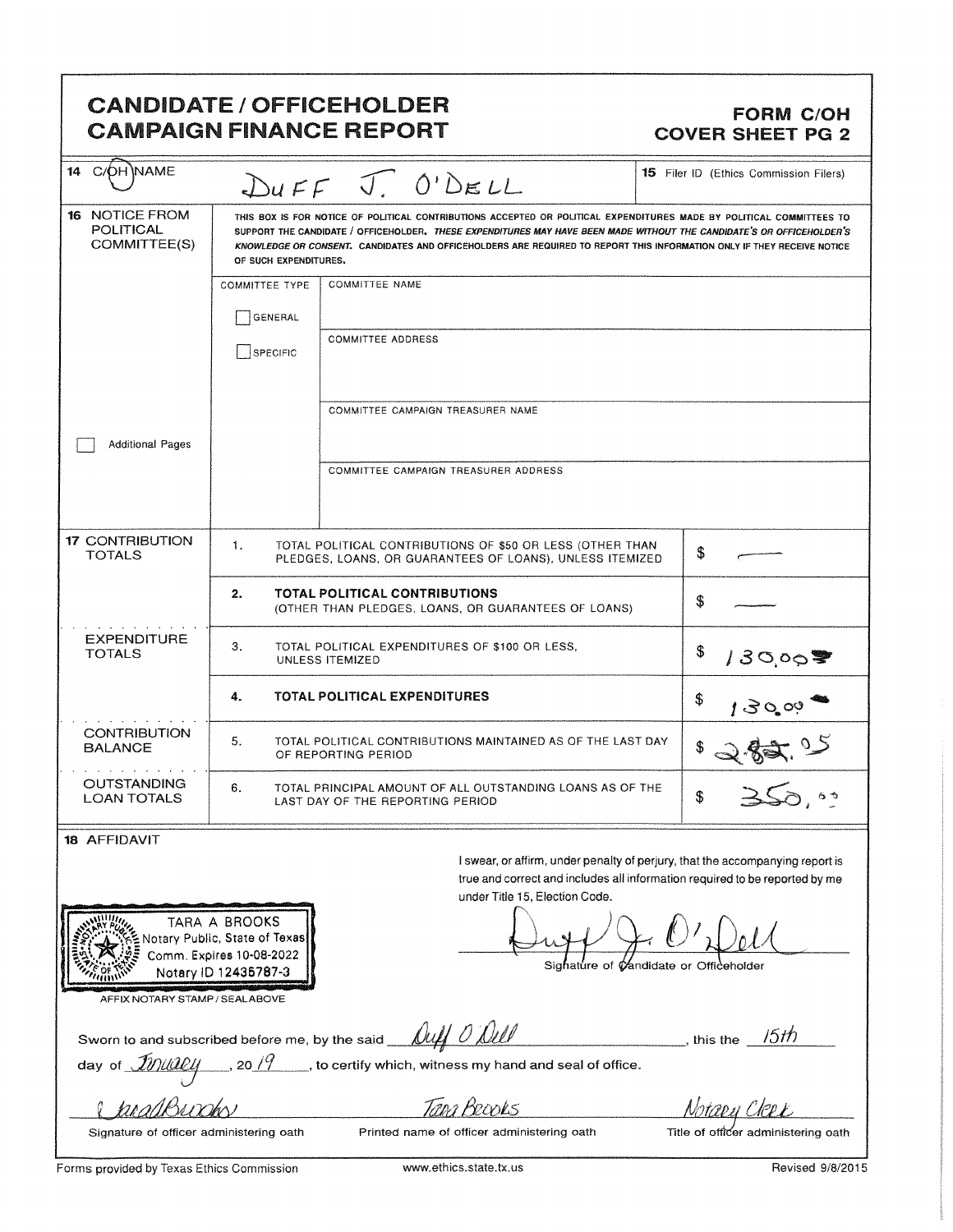# CANDIDATE / OFFICEHOLDER CAMPAIGN FINANCE REPORT

**FORM C/OH**
**COVER SHEET PG 2**

**14** C/OH NAME: DUFF J. O'DELL

**15** Filer ID (Ethics Commission Filers)

**16** NOTICE FROM POLITICAL COMMITTEE(S)

THIS BOX IS FOR NOTICE OF POLITICAL CONTRIBUTIONS ACCEPTED OR POLITICAL EXPENDITURES MADE BY POLITICAL COMMITTEES TO SUPPORT THE CANDIDATE / OFFICEHOLDER. *THESE EXPENDITURES MAY HAVE BEEN MADE WITHOUT THE CANDIDATE'S OR OFFICEHOLDER'S KNOWLEDGE OR CONSENT.* CANDIDATES AND OFFICEHOLDERS ARE REQUIRED TO REPORT THIS INFORMATION ONLY IF THEY RECEIVE NOTICE OF SUCH EXPENDITURES.

COMMITTEE TYPE: ☐ GENERAL ☐ SPECIFIC

COMMITTEE NAME:

COMMITTEE ADDRESS:

COMMITTEE CAMPAIGN TREASURER NAME:

COMMITTEE CAMPAIGN TREASURER ADDRESS:

☐ Additional Pages

| | | | |
|---|---|---|---|
| **17** CONTRIBUTION TOTALS | 1. | TOTAL POLITICAL CONTRIBUTIONS OF $50 OR LESS (OTHER THAN PLEDGES, LOANS, OR GUARANTEES OF LOANS), UNLESS ITEMIZED | $ — |
| | 2. | **TOTAL POLITICAL CONTRIBUTIONS** (OTHER THAN PLEDGES, LOANS, OR GUARANTEES OF LOANS) | $ — |
| EXPENDITURE TOTALS | 3. | TOTAL POLITICAL EXPENDITURES OF $100 OR LESS, UNLESS ITEMIZED | $ 130.00 |
| | 4. | **TOTAL POLITICAL EXPENDITURES** | $ 130.00 |
| CONTRIBUTION BALANCE | 5. | TOTAL POLITICAL CONTRIBUTIONS MAINTAINED AS OF THE LAST DAY OF REPORTING PERIOD | $ 282.05 |
| OUTSTANDING LOAN TOTALS | 6. | TOTAL PRINCIPAL AMOUNT OF ALL OUTSTANDING LOANS AS OF THE LAST DAY OF THE REPORTING PERIOD | $ 350.00 |

**18** AFFIDAVIT

I swear, or affirm, under penalty of perjury, that the accompanying report is true and correct and includes all information required to be reported by me under Title 15, Election Code.

Duff J. O'Dell
Signature of Candidate or Officeholder

TARA A BROOKS
Notary Public, State of Texas
Comm. Expires 10-08-2022
Notary ID 12435787-3

AFFIX NOTARY STAMP / SEAL ABOVE

Sworn to and subscribed before me, by the said Duff O'Dell, this the 15th day of January, 20 19, to certify which, witness my hand and seal of office.

| | | |
|---|---|---|
| Tara Brooks | Tara Brooks | Notary Clerk |
| Signature of officer administering oath | Printed name of officer administering oath | Title of officer administering oath |

Forms provided by Texas Ethics Commission www.ethics.state.tx.us Revised 9/8/2015